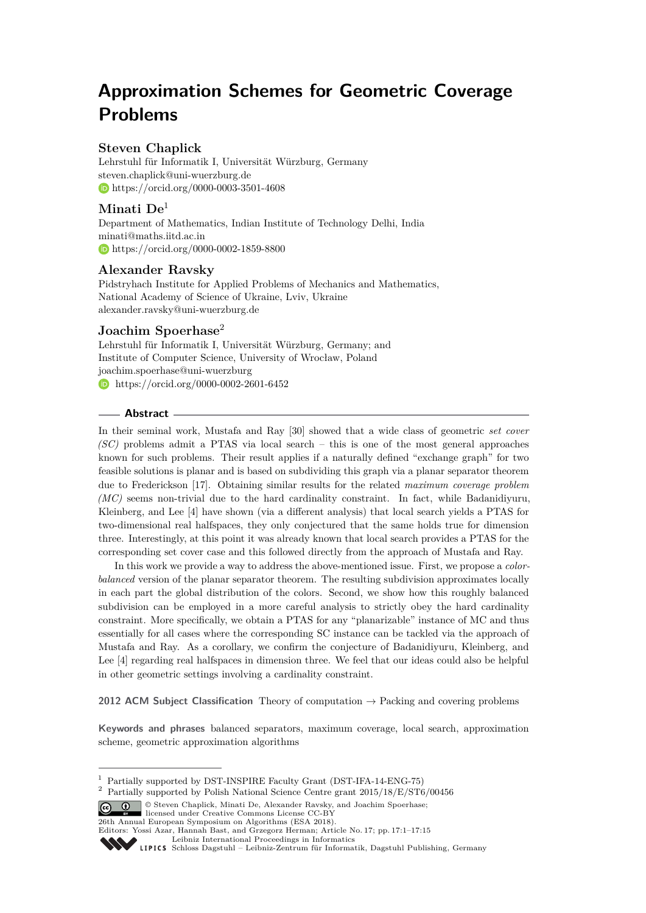# Approximation Schemes for Geometric Coverage Problems

## Steven Chaplick

Lehrstuhl für Informatik I, Universität Würzburg, Germany
steven.chaplick@uni-wuerzburg.de
https://orcid.org/0000-0003-3501-4608

## Minati De[1]

Department of Mathematics, Indian Institute of Technology Delhi, India
minati@maths.iitd.ac.in
https://orcid.org/0000-0002-1859-8800

## Alexander Ravsky

Pidstryhach Institute for Applied Problems of Mechanics and Mathematics,
National Academy of Science of Ukraine, Lviv, Ukraine
alexander.ravsky@uni-wuerzburg.de

## Joachim Spoerhase[2]

Lehrstuhl für Informatik I, Universität Würzburg, Germany; and
Institute of Computer Science, University of Wrocław, Poland
joachim.spoerhase@uni-wuerzburg
https://orcid.org/0000-0002-2601-6452

### Abstract

In their seminal work, Mustafa and Ray [30] showed that a wide class of geometric *set cover (SC)* problems admit a PTAS via local search – this is one of the most general approaches known for such problems. Their result applies if a naturally defined "exchange graph" for two feasible solutions is planar and is based on subdividing this graph via a planar separator theorem due to Frederickson [17]. Obtaining similar results for the related *maximum coverage problem (MC)* seems non-trivial due to the hard cardinality constraint. In fact, while Badanidiyuru, Kleinberg, and Lee [4] have shown (via a different analysis) that local search yields a PTAS for two-dimensional real halfspaces, they only conjectured that the same holds true for dimension three. Interestingly, at this point it was already known that local search provides a PTAS for the corresponding set cover case and this followed directly from the approach of Mustafa and Ray.

In this work we provide a way to address the above-mentioned issue. First, we propose a *color-balanced* version of the planar separator theorem. The resulting subdivision approximates locally in each part the global distribution of the colors. Second, we show how this roughly balanced subdivision can be employed in a more careful analysis to strictly obey the hard cardinality constraint. More specifically, we obtain a PTAS for any "planarizable" instance of MC and thus essentially for all cases where the corresponding SC instance can be tackled via the approach of Mustafa and Ray. As a corollary, we confirm the conjecture of Badanidiyuru, Kleinberg, and Lee [4] regarding real halfspaces in dimension three. We feel that our ideas could also be helpful in other geometric settings involving a cardinality constraint.

**2012 ACM Subject Classification** Theory of computation → Packing and covering problems

**Keywords and phrases** balanced separators, maximum coverage, local search, approximation scheme, geometric approximation algorithms

[1] Partially supported by DST-INSPIRE Faculty Grant (DST-IFA-14-ENG-75)

[2] Partially supported by Polish National Science Centre grant 2015/18/E/ST6/00456

© Steven Chaplick, Minati De, Alexander Ravsky, and Joachim Spoerhase;
licensed under Creative Commons License CC-BY
26th Annual European Symposium on Algorithms (ESA 2018).
Editors: Yossi Azar, Hannah Bast, and Grzegorz Herman; Article No. 17; pp. 17:1–17:15
Leibniz International Proceedings in Informatics
Schloss Dagstuhl – Leibniz-Zentrum für Informatik, Dagstuhl Publishing, Germany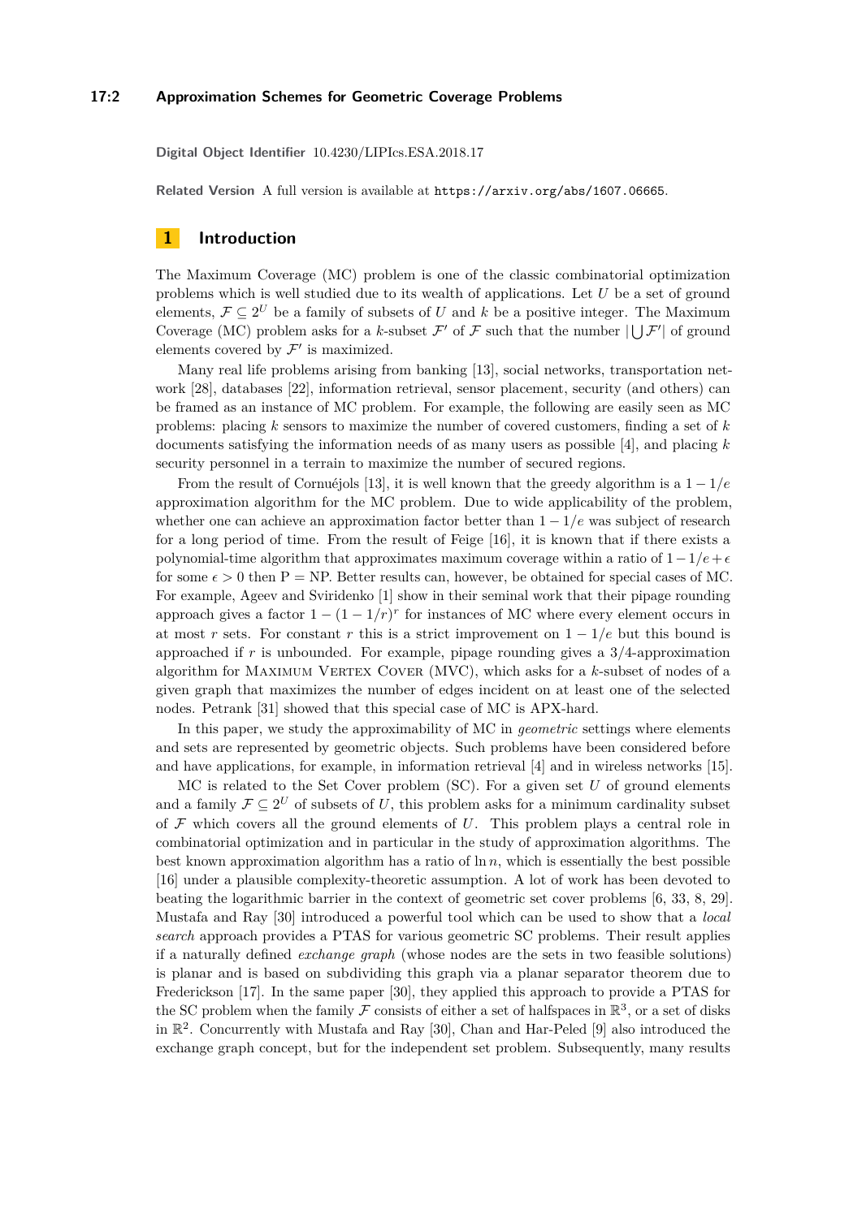**Digital Object Identifier** 10.4230/LIPIcs.ESA.2018.17

**Related Version** A full version is available at https://arxiv.org/abs/1607.06665.

# 1 Introduction

The Maximum Coverage (MC) problem is one of the classic combinatorial optimization problems which is well studied due to its wealth of applications. Let $U$ be a set of ground elements, $\mathcal{F} \subseteq 2^U$ be a family of subsets of $U$ and $k$ be a positive integer. The Maximum Coverage (MC) problem asks for a $k$-subset $\mathcal{F}'$ of $\mathcal{F}$ such that the number $|\bigcup \mathcal{F}'|$ of ground elements covered by $\mathcal{F}'$ is maximized.

Many real life problems arising from banking [13], social networks, transportation network [28], databases [22], information retrieval, sensor placement, security (and others) can be framed as an instance of MC problem. For example, the following are easily seen as MC problems: placing $k$ sensors to maximize the number of covered customers, finding a set of $k$ documents satisfying the information needs of as many users as possible [4], and placing $k$ security personnel in a terrain to maximize the number of secured regions.

From the result of Cornuéjols [13], it is well known that the greedy algorithm is a $1 - 1/e$ approximation algorithm for the MC problem. Due to wide applicability of the problem, whether one can achieve an approximation factor better than $1 - 1/e$ was subject of research for a long period of time. From the result of Feige [16], it is known that if there exists a polynomial-time algorithm that approximates maximum coverage within a ratio of $1 - 1/e + \epsilon$ for some $\epsilon > 0$ then P = NP. Better results can, however, be obtained for special cases of MC. For example, Ageev and Sviridenko [1] show in their seminal work that their pipage rounding approach gives a factor $1 - (1 - 1/r)^r$ for instances of MC where every element occurs in at most $r$ sets. For constant $r$ this is a strict improvement on $1 - 1/e$ but this bound is approached if $r$ is unbounded. For example, pipage rounding gives a 3/4-approximation algorithm for Maximum Vertex Cover (MVC), which asks for a $k$-subset of nodes of a given graph that maximizes the number of edges incident on at least one of the selected nodes. Petrank [31] showed that this special case of MC is APX-hard.

In this paper, we study the approximability of MC in *geometric* settings where elements and sets are represented by geometric objects. Such problems have been considered before and have applications, for example, in information retrieval [4] and in wireless networks [15].

MC is related to the Set Cover problem (SC). For a given set $U$ of ground elements and a family $\mathcal{F} \subseteq 2^U$ of subsets of $U$, this problem asks for a minimum cardinality subset of $\mathcal{F}$ which covers all the ground elements of $U$. This problem plays a central role in combinatorial optimization and in particular in the study of approximation algorithms. The best known approximation algorithm has a ratio of $\ln n$, which is essentially the best possible [16] under a plausible complexity-theoretic assumption. A lot of work has been devoted to beating the logarithmic barrier in the context of geometric set cover problems [6, 33, 8, 29]. Mustafa and Ray [30] introduced a powerful tool which can be used to show that a *local search* approach provides a PTAS for various geometric SC problems. Their result applies if a naturally defined *exchange graph* (whose nodes are the sets in two feasible solutions) is planar and is based on subdividing this graph via a planar separator theorem due to Frederickson [17]. In the same paper [30], they applied this approach to provide a PTAS for the SC problem when the family $\mathcal{F}$ consists of either a set of halfspaces in $\mathbb{R}^3$, or a set of disks in $\mathbb{R}^2$. Concurrently with Mustafa and Ray [30], Chan and Har-Peled [9] also introduced the exchange graph concept, but for the independent set problem. Subsequently, many results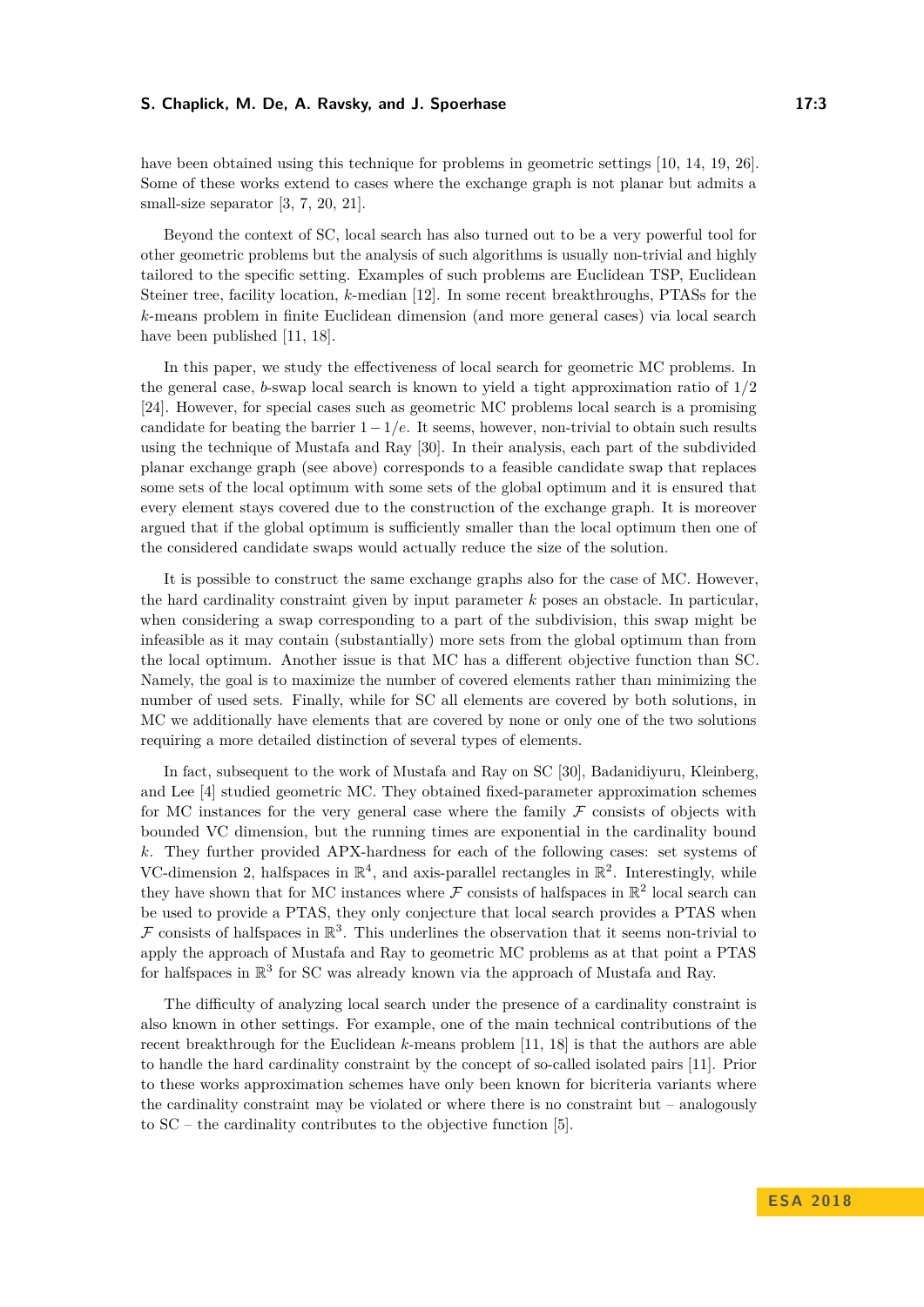have been obtained using this technique for problems in geometric settings [10, 14, 19, 26]. Some of these works extend to cases where the exchange graph is not planar but admits a small-size separator [3, 7, 20, 21].

Beyond the context of SC, local search has also turned out to be a very powerful tool for other geometric problems but the analysis of such algorithms is usually non-trivial and highly tailored to the specific setting. Examples of such problems are Euclidean TSP, Euclidean Steiner tree, facility location, $k$-median [12]. In some recent breakthroughs, PTASs for the $k$-means problem in finite Euclidean dimension (and more general cases) via local search have been published [11, 18].

In this paper, we study the effectiveness of local search for geometric MC problems. In the general case, $b$-swap local search is known to yield a tight approximation ratio of $1/2$ [24]. However, for special cases such as geometric MC problems local search is a promising candidate for beating the barrier $1-1/e$. It seems, however, non-trivial to obtain such results using the technique of Mustafa and Ray [30]. In their analysis, each part of the subdivided planar exchange graph (see above) corresponds to a feasible candidate swap that replaces some sets of the local optimum with some sets of the global optimum and it is ensured that every element stays covered due to the construction of the exchange graph. It is moreover argued that if the global optimum is sufficiently smaller than the local optimum then one of the considered candidate swaps would actually reduce the size of the solution.

It is possible to construct the same exchange graphs also for the case of MC. However, the hard cardinality constraint given by input parameter $k$ poses an obstacle. In particular, when considering a swap corresponding to a part of the subdivision, this swap might be infeasible as it may contain (substantially) more sets from the global optimum than from the local optimum. Another issue is that MC has a different objective function than SC. Namely, the goal is to maximize the number of covered elements rather than minimizing the number of used sets. Finally, while for SC all elements are covered by both solutions, in MC we additionally have elements that are covered by none or only one of the two solutions requiring a more detailed distinction of several types of elements.

In fact, subsequent to the work of Mustafa and Ray on SC [30], Badanidiyuru, Kleinberg, and Lee [4] studied geometric MC. They obtained fixed-parameter approximation schemes for MC instances for the very general case where the family $\mathcal{F}$ consists of objects with bounded VC dimension, but the running times are exponential in the cardinality bound $k$. They further provided APX-hardness for each of the following cases: set systems of VC-dimension 2, halfspaces in $\mathbb{R}^4$, and axis-parallel rectangles in $\mathbb{R}^2$. Interestingly, while they have shown that for MC instances where $\mathcal{F}$ consists of halfspaces in $\mathbb{R}^2$ local search can be used to provide a PTAS, they only conjecture that local search provides a PTAS when $\mathcal{F}$ consists of halfspaces in $\mathbb{R}^3$. This underlines the observation that it seems non-trivial to apply the approach of Mustafa and Ray to geometric MC problems as at that point a PTAS for halfspaces in $\mathbb{R}^3$ for SC was already known via the approach of Mustafa and Ray.

The difficulty of analyzing local search under the presence of a cardinality constraint is also known in other settings. For example, one of the main technical contributions of the recent breakthrough for the Euclidean $k$-means problem [11, 18] is that the authors are able to handle the hard cardinality constraint by the concept of so-called isolated pairs [11]. Prior to these works approximation schemes have only been known for bicriteria variants where the cardinality constraint may be violated or where there is no constraint but – analogously to SC – the cardinality contributes to the objective function [5].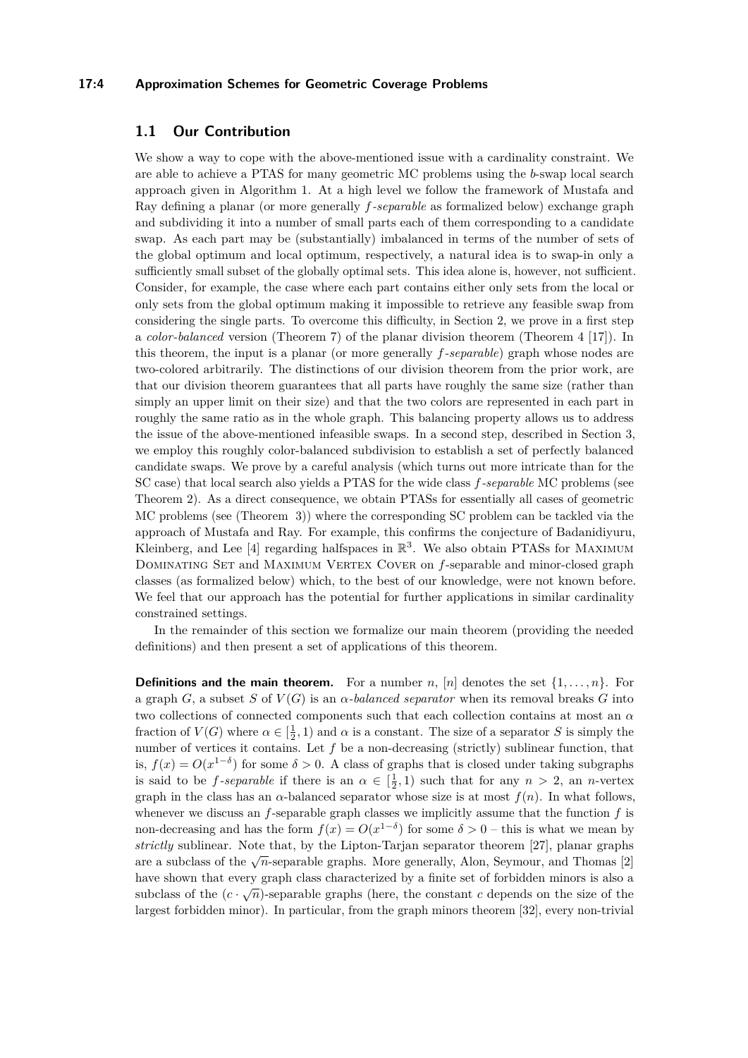## 1.1 Our Contribution

We show a way to cope with the above-mentioned issue with a cardinality constraint. We are able to achieve a PTAS for many geometric MC problems using the $b$-swap local search approach given in Algorithm 1. At a high level we follow the framework of Mustafa and Ray defining a planar (or more generally *f-separable* as formalized below) exchange graph and subdividing it into a number of small parts each of them corresponding to a candidate swap. As each part may be (substantially) imbalanced in terms of the number of sets of the global optimum and local optimum, respectively, a natural idea is to swap-in only a sufficiently small subset of the globally optimal sets. This idea alone is, however, not sufficient. Consider, for example, the case where each part contains either only sets from the local or only sets from the global optimum making it impossible to retrieve any feasible swap from considering the single parts. To overcome this difficulty, in Section 2, we prove in a first step a *color-balanced* version (Theorem 7) of the planar division theorem (Theorem 4 [17]). In this theorem, the input is a planar (or more generally *f-separable*) graph whose nodes are two-colored arbitrarily. The distinctions of our division theorem from the prior work, are that our division theorem guarantees that all parts have roughly the same size (rather than simply an upper limit on their size) and that the two colors are represented in each part in roughly the same ratio as in the whole graph. This balancing property allows us to address the issue of the above-mentioned infeasible swaps. In a second step, described in Section 3, we employ this roughly color-balanced subdivision to establish a set of perfectly balanced candidate swaps. We prove by a careful analysis (which turns out more intricate than for the SC case) that local search also yields a PTAS for the wide class *f-separable* MC problems (see Theorem 2). As a direct consequence, we obtain PTASs for essentially all cases of geometric MC problems (see (Theorem 3)) where the corresponding SC problem can be tackled via the approach of Mustafa and Ray. For example, this confirms the conjecture of Badanidiyuru, Kleinberg, and Lee [4] regarding halfspaces in $\mathbb{R}^3$. We also obtain PTASs for Maximum Dominating Set and Maximum Vertex Cover on $f$-separable and minor-closed graph classes (as formalized below) which, to the best of our knowledge, were not known before. We feel that our approach has the potential for further applications in similar cardinality constrained settings.

In the remainder of this section we formalize our main theorem (providing the needed definitions) and then present a set of applications of this theorem.

**Definitions and the main theorem.** For a number $n$, $[n]$ denotes the set $\{1, \ldots, n\}$. For a graph $G$, a subset $S$ of $V(G)$ is an *$\alpha$-balanced separator* when its removal breaks $G$ into two collections of connected components such that each collection contains at most an $\alpha$ fraction of $V(G)$ where $\alpha \in [\frac{1}{2}, 1)$ and $\alpha$ is a constant. The size of a separator $S$ is simply the number of vertices it contains. Let $f$ be a non-decreasing (strictly) sublinear function, that is, $f(x) = O(x^{1-\delta})$ for some $\delta > 0$. A class of graphs that is closed under taking subgraphs is said to be *f-separable* if there is an $\alpha \in [\frac{1}{2}, 1)$ such that for any $n > 2$, an $n$-vertex graph in the class has an $\alpha$-balanced separator whose size is at most $f(n)$. In what follows, whenever we discuss an $f$-separable graph classes we implicitly assume that the function $f$ is non-decreasing and has the form $f(x) = O(x^{1-\delta})$ for some $\delta > 0$ – this is what we mean by *strictly* sublinear. Note that, by the Lipton-Tarjan separator theorem [27], planar graphs are a subclass of the $\sqrt{n}$-separable graphs. More generally, Alon, Seymour, and Thomas [2] have shown that every graph class characterized by a finite set of forbidden minors is also a subclass of the $(c \cdot \sqrt{n})$-separable graphs (here, the constant $c$ depends on the size of the largest forbidden minor). In particular, from the graph minors theorem [32], every non-trivial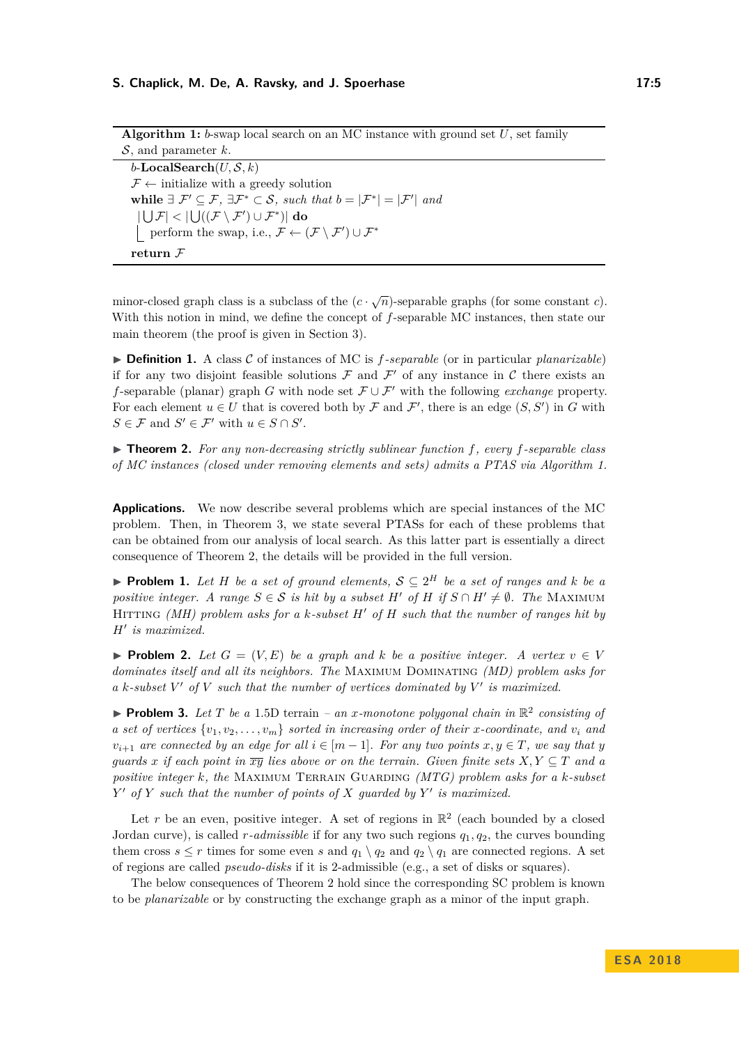**Algorithm 1:** $b$-swap local search on an MC instance with ground set $U$, set family $\mathcal{S}$, and parameter $k$.

```
b-LocalSearch(U, S, k)
  F ← initialize with a greedy solution
  while ∃ F' ⊆ F, ∃F* ⊂ S, such that b = |F*| = |F'| and
   |⋃F| < |⋃((F \ F') ∪ F*)| do
    perform the swap, i.e., F ← (F \ F') ∪ F*
  return F
```

minor-closed graph class is a subclass of the $(c \cdot \sqrt{n})$-separable graphs (for some constant $c$). With this notion in mind, we define the concept of $f$-separable MC instances, then state our main theorem (the proof is given in Section 3).

▶ **Definition 1.** A class $\mathcal{C}$ of instances of MC is *$f$-separable* (or in particular *planarizable*) if for any two disjoint feasible solutions $\mathcal{F}$ and $\mathcal{F}'$ of any instance in $\mathcal{C}$ there exists an $f$-separable (planar) graph $G$ with node set $\mathcal{F} \cup \mathcal{F}'$ with the following *exchange* property. For each element $u \in U$ that is covered both by $\mathcal{F}$ and $\mathcal{F}'$, there is an edge $(S, S')$ in $G$ with $S \in \mathcal{F}$ and $S' \in \mathcal{F}'$ with $u \in S \cap S'$.

▶ **Theorem 2.** *For any non-decreasing strictly sublinear function $f$, every $f$-separable class of MC instances (closed under removing elements and sets) admits a PTAS via Algorithm 1.*

**Applications.** We now describe several problems which are special instances of the MC problem. Then, in Theorem 3, we state several PTASs for each of these problems that can be obtained from our analysis of local search. As this latter part is essentially a direct consequence of Theorem 2, the details will be provided in the full version.

▶ **Problem 1.** *Let $H$ be a set of ground elements, $\mathcal{S} \subseteq 2^H$ be a set of ranges and $k$ be a positive integer. A range $S \in \mathcal{S}$ is hit by a subset $H'$ of $H$ if $S \cap H' \neq \emptyset$. The* Maximum Hitting *(MH) problem asks for a $k$-subset $H'$ of $H$ such that the number of ranges hit by $H'$ is maximized.*

▶ **Problem 2.** *Let $G = (V, E)$ be a graph and $k$ be a positive integer. A vertex $v \in V$ dominates itself and all its neighbors. The* Maximum Dominating *(MD) problem asks for a $k$-subset $V'$ of $V$ such that the number of vertices dominated by $V'$ is maximized.*

▶ **Problem 3.** *Let $T$ be a* 1.5D terrain *– an $x$-monotone polygonal chain in $\mathbb{R}^2$ consisting of a set of vertices $\{v_1, v_2, \ldots, v_m\}$ sorted in increasing order of their $x$-coordinate, and $v_i$ and $v_{i+1}$ are connected by an edge for all $i \in [m-1]$. For any two points $x, y \in T$, we say that $y$ guards $x$ if each point in $\overline{xy}$ lies above or on the terrain. Given finite sets $X, Y \subseteq T$ and a positive integer $k$, the* Maximum Terrain Guarding *(MTG) problem asks for a $k$-subset $Y'$ of $Y$ such that the number of points of $X$ guarded by $Y'$ is maximized.*

Let $r$ be an even, positive integer. A set of regions in $\mathbb{R}^2$ (each bounded by a closed Jordan curve), is called *$r$-admissible* if for any two such regions $q_1, q_2$, the curves bounding them cross $s \leq r$ times for some even $s$ and $q_1 \setminus q_2$ and $q_2 \setminus q_1$ are connected regions. A set of regions are called *pseudo-disks* if it is 2-admissible (e.g., a set of disks or squares).

The below consequences of Theorem 2 hold since the corresponding SC problem is known to be *planarizable* or by constructing the exchange graph as a minor of the input graph.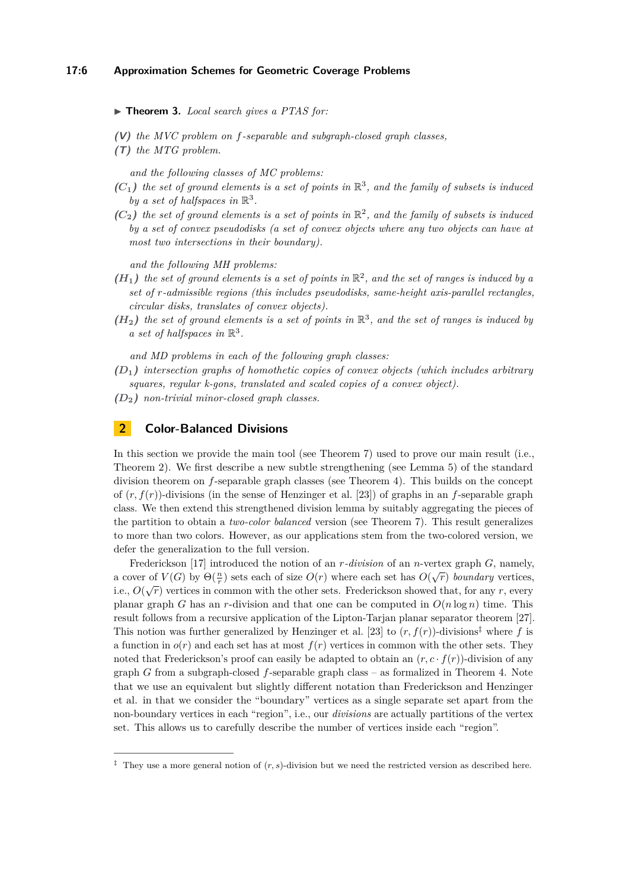▶ **Theorem 3.** *Local search gives a PTAS for:*

***(V)*** *the MVC problem on $f$-separable and subgraph-closed graph classes,*

***(T)*** *the MTG problem.*

*and the following classes of MC problems:*

***($C_1$)*** *the set of ground elements is a set of points in $\mathbb{R}^3$, and the family of subsets is induced by a set of halfspaces in $\mathbb{R}^3$.*

***($C_2$)*** *the set of ground elements is a set of points in $\mathbb{R}^2$, and the family of subsets is induced by a set of convex pseudodisks (a set of convex objects where any two objects can have at most two intersections in their boundary).*

*and the following MH problems:*

***($H_1$)*** *the set of ground elements is a set of points in $\mathbb{R}^2$, and the set of ranges is induced by a set of $r$-admissible regions (this includes pseudodisks, same-height axis-parallel rectangles, circular disks, translates of convex objects).*

***($H_2$)*** *the set of ground elements is a set of points in $\mathbb{R}^3$, and the set of ranges is induced by a set of halfspaces in $\mathbb{R}^3$.*

*and MD problems in each of the following graph classes:*

***($D_1$)*** *intersection graphs of homothetic copies of convex objects (which includes arbitrary squares, regular $k$-gons, translated and scaled copies of a convex object).*

***($D_2$)*** *non-trivial minor-closed graph classes.*

## 2 Color-Balanced Divisions

In this section we provide the main tool (see Theorem 7) used to prove our main result (i.e., Theorem 2). We first describe a new subtle strengthening (see Lemma 5) of the standard division theorem on $f$-separable graph classes (see Theorem 4). This builds on the concept of $(r, f(r))$-divisions (in the sense of Henzinger et al. [23]) of graphs in an $f$-separable graph class. We then extend this strengthened division lemma by suitably aggregating the pieces of the partition to obtain a *two-color balanced* version (see Theorem 7). This result generalizes to more than two colors. However, as our applications stem from the two-colored version, we defer the generalization to the full version.

Frederickson [17] introduced the notion of an *$r$-division* of an $n$-vertex graph $G$, namely, a cover of $V(G)$ by $\Theta(\frac{n}{r})$ sets each of size $O(r)$ where each set has $O(\sqrt{r})$ *boundary* vertices, i.e., $O(\sqrt{r})$ vertices in common with the other sets. Frederickson showed that, for any $r$, every planar graph $G$ has an $r$-division and that one can be computed in $O(n \log n)$ time. This result follows from a recursive application of the Lipton-Tarjan planar separator theorem [27]. This notion was further generalized by Henzinger et al. [23] to $(r, f(r))$-divisions[‡] where $f$ is a function in $o(r)$ and each set has at most $f(r)$ vertices in common with the other sets. They noted that Frederickson's proof can easily be adapted to obtain an $(r, c \cdot f(r))$-division of any graph $G$ from a subgraph-closed $f$-separable graph class – as formalized in Theorem 4. Note that we use an equivalent but slightly different notation than Frederickson and Henzinger et al. in that we consider the "boundary" vertices as a single separate set apart from the non-boundary vertices in each "region", i.e., our *divisions* are actually partitions of the vertex set. This allows us to carefully describe the number of vertices inside each "region".

[‡] They use a more general notion of $(r, s)$-division but we need the restricted version as described here.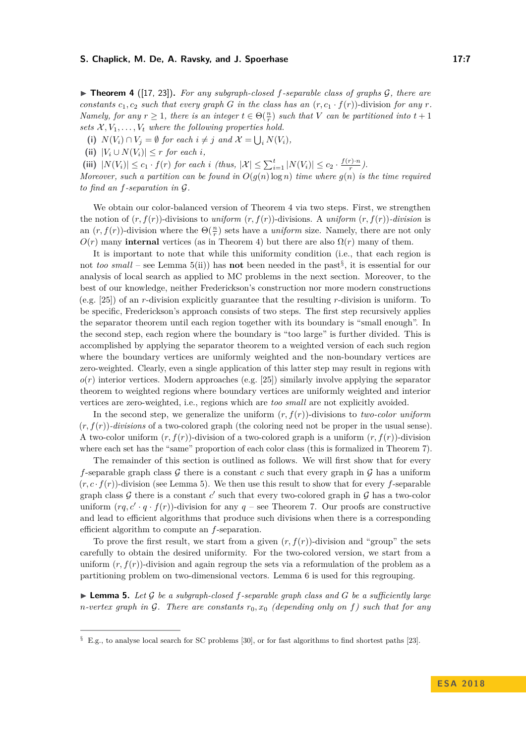▶ **Theorem 4** ([17, 23]). *For any subgraph-closed $f$-separable class of graphs $\mathcal{G}$, there are constants $c_1, c_2$ such that every graph $G$ in the class has an $(r, c_1 \cdot f(r))$-division for any $r$. Namely, for any $r \geq 1$, there is an integer $t \in \Theta(\frac{n}{r})$ such that $V$ can be partitioned into $t+1$ sets $\mathcal{X}, V_1, \ldots, V_t$ where the following properties hold.*

**(i)** $N(V_i) \cap V_j = \emptyset$ *for each* $i \neq j$ *and* $\mathcal{X} = \bigcup_i N(V_i)$,

**(ii)** $|V_i \cup N(V_i)| \leq r$ *for each* $i$,

**(iii)** $|N(V_i)| \leq c_1 \cdot f(r)$ *for each* $i$ *(thus,* $|\mathcal{X}| \leq \sum_{i=1}^{t} |N(V_i)| \leq c_2 \cdot \frac{f(r) \cdot n}{r}$*).*

*Moreover, such a partition can be found in $O(g(n) \log n)$ time where $g(n)$ is the time required to find an $f$-separation in $\mathcal{G}$.*

We obtain our color-balanced version of Theorem 4 via two steps. First, we strengthen the notion of $(r, f(r))$-divisions to *uniform* $(r, f(r))$-divisions. A *uniform* $(r, f(r))$*-division* is an $(r, f(r))$-division where the $\Theta(\frac{n}{r})$ sets have a *uniform* size. Namely, there are not only $O(r)$ many **internal** vertices (as in Theorem 4) but there are also $\Omega(r)$ many of them.

It is important to note that while this uniformity condition (i.e., that each region is not *too small* – see Lemma 5(ii)) has **not** been needed in the past[§], it is essential for our analysis of local search as applied to MC problems in the next section. Moreover, to the best of our knowledge, neither Frederickson's construction nor more modern constructions (e.g. [25]) of an $r$-division explicitly guarantee that the resulting $r$-division is uniform. To be specific, Frederickson's approach consists of two steps. The first step recursively applies the separator theorem until each region together with its boundary is "small enough". In the second step, each region where the boundary is "too large" is further divided. This is accomplished by applying the separator theorem to a weighted version of each such region where the boundary vertices are uniformly weighted and the non-boundary vertices are zero-weighted. Clearly, even a single application of this latter step may result in regions with $o(r)$ interior vertices. Modern approaches (e.g. [25]) similarly involve applying the separator theorem to weighted regions where boundary vertices are uniformly weighted and interior vertices are zero-weighted, i.e., regions which are *too small* are not explicitly avoided.

In the second step, we generalize the uniform $(r, f(r))$-divisions to *two-color uniform* $(r, f(r))$*-divisions* of a two-colored graph (the coloring need not be proper in the usual sense). A two-color uniform $(r, f(r))$-division of a two-colored graph is a uniform $(r, f(r))$-division where each set has the "same" proportion of each color class (this is formalized in Theorem 7).

The remainder of this section is outlined as follows. We will first show that for every $f$-separable graph class $\mathcal{G}$ there is a constant $c$ such that every graph in $\mathcal{G}$ has a uniform $(r, c \cdot f(r))$-division (see Lemma 5). We then use this result to show that for every $f$-separable graph class $\mathcal{G}$ there is a constant $c'$ such that every two-colored graph in $\mathcal{G}$ has a two-color uniform $(rq, c' \cdot q \cdot f(r))$-division for any $q$ – see Theorem 7. Our proofs are constructive and lead to efficient algorithms that produce such divisions when there is a corresponding efficient algorithm to compute an $f$-separation.

To prove the first result, we start from a given $(r, f(r))$-division and "group" the sets carefully to obtain the desired uniformity. For the two-colored version, we start from a uniform $(r, f(r))$-division and again regroup the sets via a reformulation of the problem as a partitioning problem on two-dimensional vectors. Lemma 6 is used for this regrouping.

▶ **Lemma 5.** *Let $\mathcal{G}$ be a subgraph-closed $f$-separable graph class and $G$ be a sufficiently large $n$-vertex graph in $\mathcal{G}$. There are constants $r_0, x_0$ (depending only on $f$) such that for any*

---

§ E.g., to analyse local search for SC problems [30], or for fast algorithms to find shortest paths [23].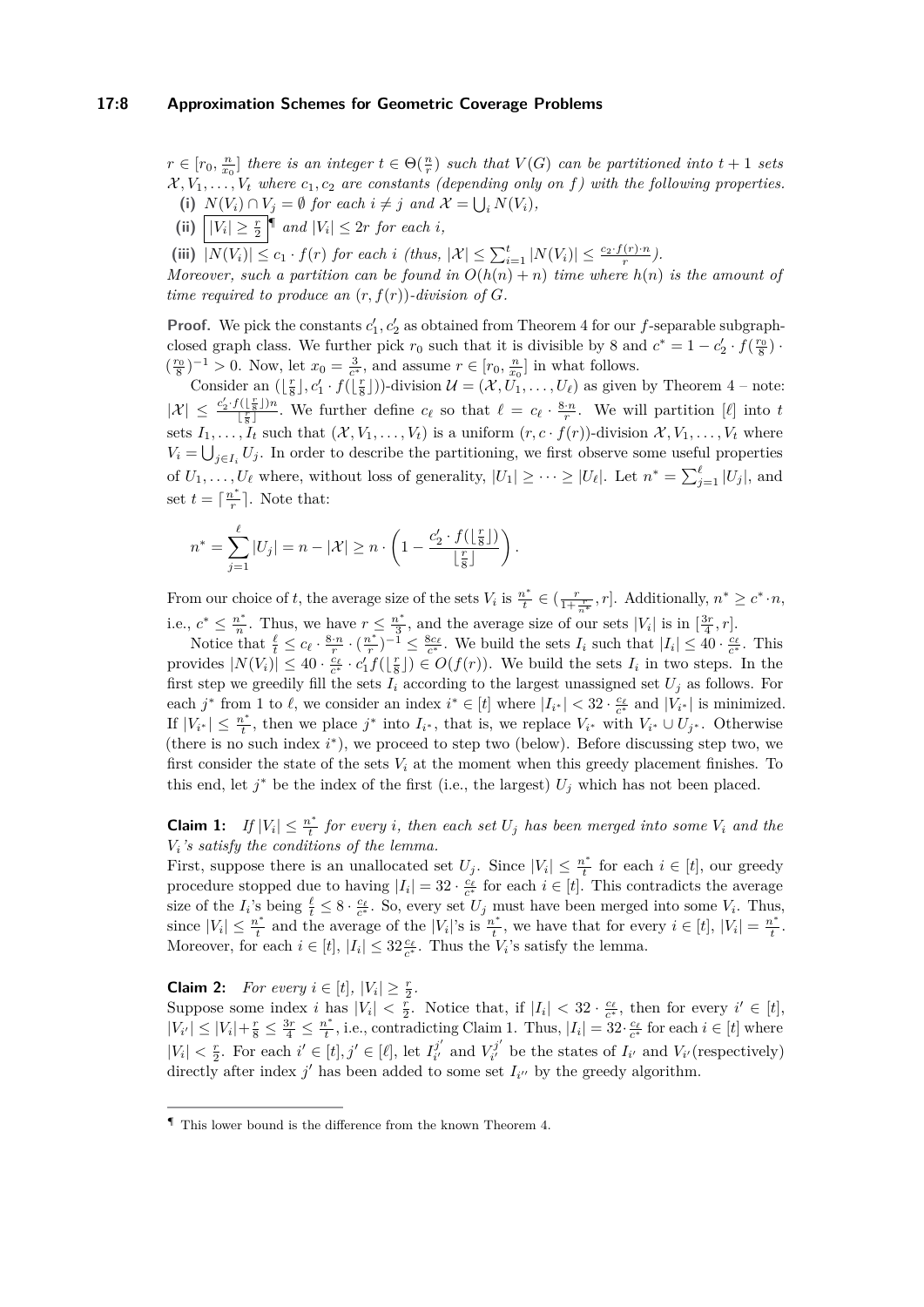$r \in [r_0, \frac{n}{x_0}]$ *there is an integer* $t \in \Theta(\frac{n}{r})$ *such that* $V(G)$ *can be partitioned into* $t+1$ *sets* $\mathcal{X}, V_1, \ldots, V_t$ *where* $c_1, c_2$ *are constants (depending only on* $f$*) with the following properties.*

**(i)** $N(V_i) \cap V_j = \emptyset$ *for each* $i \neq j$ *and* $\mathcal{X} = \bigcup_i N(V_i)$*,*

**(ii)** $\boxed{|V_i| \geq \frac{r}{2}}$ [¶] *and* $|V_i| \leq 2r$ *for each* $i$*,*

**(iii)** $|N(V_i)| \leq c_1 \cdot f(r)$ *for each* $i$ *(thus,* $|\mathcal{X}| \leq \sum_{i=1}^{t} |N(V_i)| \leq \frac{c_2 \cdot f(r) \cdot n}{r}$*).*

*Moreover, such a partition can be found in* $O(h(n) + n)$ *time where* $h(n)$ *is the amount of time required to produce an* $(r, f(r))$*-division of* $G$*.*

**Proof.** We pick the constants $c_1', c_2'$ as obtained from Theorem 4 for our $f$-separable subgraph-closed graph class. We further pick $r_0$ such that it is divisible by 8 and $c^* = 1 - c_2' \cdot f(\frac{r_0}{8}) \cdot (\frac{r_0}{8})^{-1} > 0$. Now, let $x_0 = \frac{3}{c^*}$, and assume $r \in [r_0, \frac{n}{x_0}]$ in what follows.

Consider an $(\lfloor \frac{r}{8} \rfloor, c_1' \cdot f(\lfloor \frac{r}{8} \rfloor))$-division $\mathcal{U} = (\mathcal{X}, U_1, \ldots, U_\ell)$ as given by Theorem 4 – note: $|\mathcal{X}| \leq \frac{c_2' \cdot f(\lfloor \frac{r}{8} \rfloor) n}{\lfloor \frac{r}{8} \rfloor}$. We further define $c_\ell$ so that $\ell = c_\ell \cdot \frac{8 \cdot n}{r}$. We will partition $[\ell]$ into $t$ sets $I_1, \ldots, I_t$ such that $(\mathcal{X}, V_1, \ldots, V_t)$ is a uniform $(r, c \cdot f(r))$-division $\mathcal{X}, V_1, \ldots, V_t$ where $V_i = \bigcup_{j \in I_i} U_j$. In order to describe the partitioning, we first observe some useful properties of $U_1, \ldots, U_\ell$ where, without loss of generality, $|U_1| \geq \cdots \geq |U_\ell|$. Let $n^* = \sum_{j=1}^{\ell} |U_j|$, and set $t = \lceil \frac{n^*}{r} \rceil$. Note that:

$$n^* = \sum_{j=1}^{\ell} |U_j| = n - |\mathcal{X}| \geq n \cdot \left(1 - \frac{c_2' \cdot f(\lfloor \frac{r}{8} \rfloor)}{\lfloor \frac{r}{8} \rfloor}\right).$$

From our choice of $t$, the average size of the sets $V_i$ is $\frac{n^*}{t} \in (\frac{r}{1+\frac{r}{n^*}}, r]$. Additionally, $n^* \geq c^* \cdot n$, i.e., $c^* \leq \frac{n^*}{n}$. Thus, we have $r \leq \frac{n^*}{3}$, and the average size of our sets $|V_i|$ is in $[\frac{3r}{4}, r]$.

Notice that $\frac{\ell}{t} \leq c_\ell \cdot \frac{8 \cdot n}{r} \cdot (\frac{n^*}{r})^{-1} \leq \frac{8c_\ell}{c^*}$. We build the sets $I_i$ such that $|I_i| \leq 40 \cdot \frac{c_\ell}{c^*}$. This provides $|N(V_i)| \leq 40 \cdot \frac{c_\ell}{c^*} \cdot c_1' f(\lfloor \frac{r}{8} \rfloor) \in O(f(r))$. We build the sets $I_i$ in two steps. In the first step we greedily fill the sets $I_i$ according to the largest unassigned set $U_j$ as follows. For each $j^*$ from 1 to $\ell$, we consider an index $i^* \in [t]$ where $|I_{i^*}| < 32 \cdot \frac{c_\ell}{c^*}$ and $|V_{i^*}|$ is minimized. If $|V_{i^*}| \leq \frac{n^*}{t}$, then we place $j^*$ into $I_{i^*}$, that is, we replace $V_{i^*}$ with $V_{i^*} \cup U_{j^*}$. Otherwise (there is no such index $i^*$), we proceed to step two (below). Before discussing step two, we first consider the state of the sets $V_i$ at the moment when this greedy placement finishes. To this end, let $j^*$ be the index of the first (i.e., the largest) $U_j$ which has not been placed.

**Claim 1:** *If* $|V_i| \leq \frac{n^*}{t}$ *for every* $i$*, then each set* $U_j$ *has been merged into some* $V_i$ *and the* $V_i$*'s satisfy the conditions of the lemma.*

First, suppose there is an unallocated set $U_j$. Since $|V_i| \leq \frac{n^*}{t}$ for each $i \in [t]$, our greedy procedure stopped due to having $|I_i| = 32 \cdot \frac{c_\ell}{c^*}$ for each $i \in [t]$. This contradicts the average size of the $I_i$'s being $\frac{\ell}{t} \leq 8 \cdot \frac{c_\ell}{c^*}$. So, every set $U_j$ must have been merged into some $V_i$. Thus, since $|V_i| \leq \frac{n^*}{t}$ and the average of the $|V_i|$'s is $\frac{n^*}{t}$, we have that for every $i \in [t]$, $|V_i| = \frac{n^*}{t}$. Moreover, for each $i \in [t]$, $|I_i| \leq 32 \frac{c_\ell}{c^*}$. Thus the $V_i$'s satisfy the lemma.

**Claim 2:** *For every* $i \in [t]$*,* $|V_i| \geq \frac{r}{2}$*.*

Suppose some index $i$ has $|V_i| < \frac{r}{2}$. Notice that, if $|I_i| < 32 \cdot \frac{c_\ell}{c^*}$, then for every $i' \in [t]$, $|V_{i'}| \leq |V_i| + \frac{r}{8} \leq \frac{3r}{4} \leq \frac{n^*}{t}$, i.e., contradicting Claim 1. Thus, $|I_i| = 32 \cdot \frac{c_\ell}{c^*}$ for each $i \in [t]$ where $|V_i| < \frac{r}{2}$. For each $i' \in [t], j' \in [\ell]$, let $I_{i'}^{j'}$ and $V_{i'}^{j'}$ be the states of $I_{i'}$ and $V_{i'}$(respectively) directly after index $j'$ has been added to some set $I_{i''}$ by the greedy algorithm.

[¶] This lower bound is the difference from the known Theorem 4.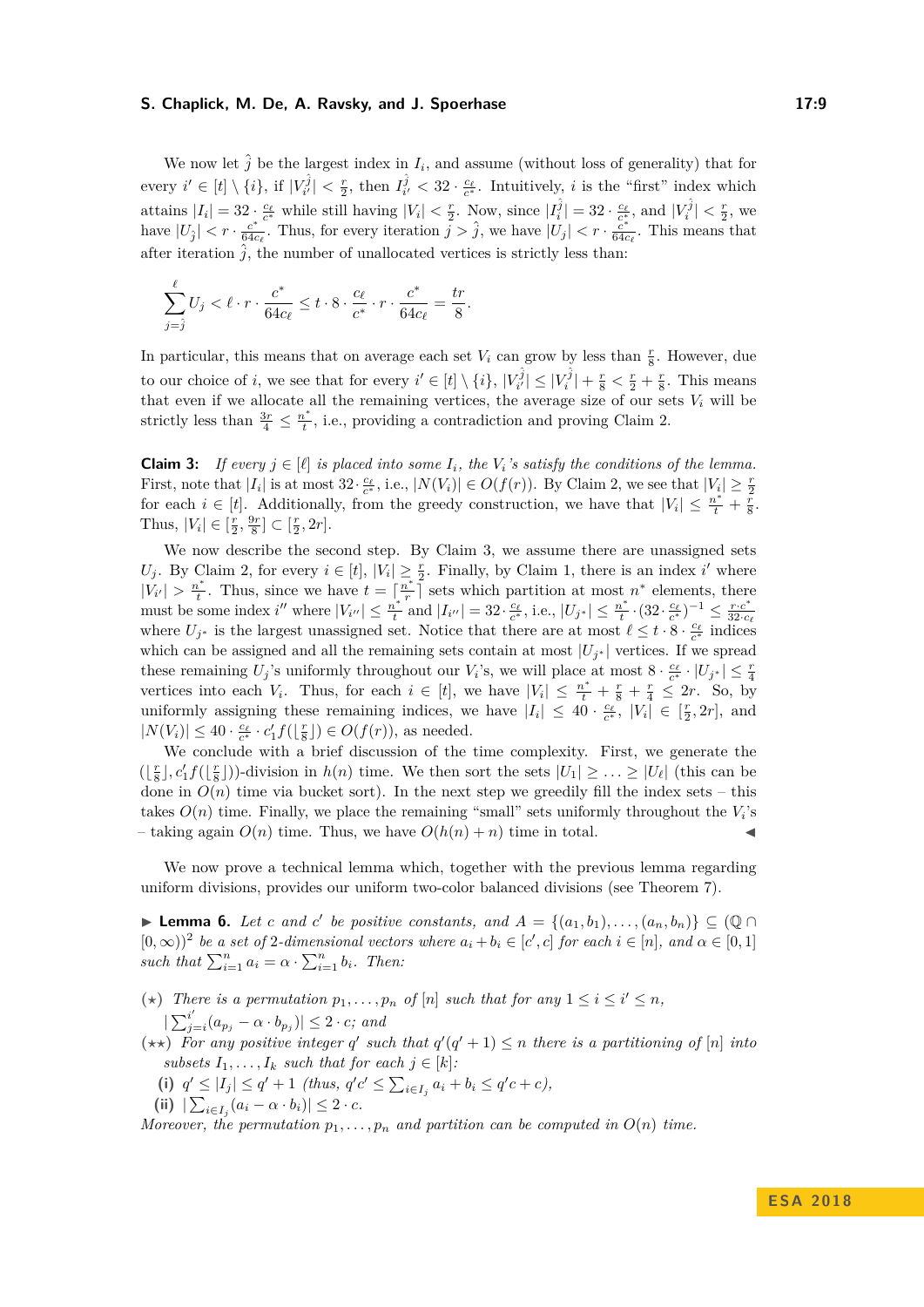We now let $\hat{j}$ be the largest index in $I_i$, and assume (without loss of generality) that for every $i' \in [t] \setminus \{i\}$, if $|V_{i'}^{\hat{j}}| < \frac{r}{2}$, then $I_{i'}^{\hat{j}} < 32 \cdot \frac{c_\ell}{c^*}$. Intuitively, $i$ is the "first" index which attains $|I_i| = 32 \cdot \frac{c_\ell}{c^*}$ while still having $|V_i| < \frac{r}{2}$. Now, since $|I_i^{\hat{j}}| = 32 \cdot \frac{c_\ell}{c^*}$, and $|V_i^{\hat{j}}| < \frac{r}{2}$, we have $|U_{\hat{j}}| < r \cdot \frac{c^*}{64 c_\ell}$. Thus, for every iteration $j > \hat{j}$, we have $|U_j| < r \cdot \frac{c^*}{64 c_\ell}$. This means that after iteration $\hat{j}$, the number of unallocated vertices is strictly less than:

$$\sum_{j=\hat{j}}^{\ell} U_j < \ell \cdot r \cdot \frac{c^*}{64 c_\ell} \leq t \cdot 8 \cdot \frac{c_\ell}{c^*} \cdot r \cdot \frac{c^*}{64 c_\ell} = \frac{tr}{8}.$$

In particular, this means that on average each set $V_i$ can grow by less than $\frac{r}{8}$. However, due to our choice of $i$, we see that for every $i' \in [t] \setminus \{i\}$, $|V_{i'}^{\hat{j}}| \leq |V_i^{\hat{j}}| + \frac{r}{8} < \frac{r}{2} + \frac{r}{8}$. This means that even if we allocate all the remaining vertices, the average size of our sets $V_i$ will be strictly less than $\frac{3r}{4} \leq \frac{n^*}{t}$, i.e., providing a contradiction and proving Claim 2.

**Claim 3:** *If every $j \in [\ell]$ is placed into some $I_i$, the $V_i$'s satisfy the conditions of the lemma.* First, note that $|I_i|$ is at most $32 \cdot \frac{c_\ell}{c^*}$, i.e., $|N(V_i)| \in O(f(r))$. By Claim 2, we see that $|V_i| \geq \frac{r}{2}$ for each $i \in [t]$. Additionally, from the greedy construction, we have that $|V_i| \leq \frac{n^*}{t} + \frac{r}{8}$. Thus, $|V_i| \in [\frac{r}{2}, \frac{9r}{8}] \subset [\frac{r}{2}, 2r]$.

We now describe the second step. By Claim 3, we assume there are unassigned sets $U_j$. By Claim 2, for every $i \in [t]$, $|V_i| \geq \frac{r}{2}$. Finally, by Claim 1, there is an index $i'$ where $|V_{i'}| > \frac{n^*}{t}$. Thus, since we have $t = \lceil \frac{n^*}{r} \rceil$ sets which partition at most $n^*$ elements, there must be some index $i''$ where $|V_{i''}| \leq \frac{n^*}{t}$ and $|I_{i''}| = 32 \cdot \frac{c_\ell}{c^*}$, i.e., $|U_{j^*}| \leq \frac{n^*}{t} \cdot (32 \cdot \frac{c_\ell}{c^*})^{-1} \leq \frac{r \cdot c^*}{32 \cdot c_\ell}$ where $U_{j^*}$ is the largest unassigned set. Notice that there are at most $\ell \leq t \cdot 8 \cdot \frac{c_\ell}{c^*}$ indices which can be assigned and all the remaining sets contain at most $|U_{j^*}|$ vertices. If we spread these remaining $U_j$'s uniformly throughout our $V_i$'s, we will place at most $8 \cdot \frac{c_\ell}{c^*} \cdot |U_{j^*}| \leq \frac{r}{4}$ vertices into each $V_i$. Thus, for each $i \in [t]$, we have $|V_i| \leq \frac{n^*}{t} + \frac{r}{8} + \frac{r}{4} \leq 2r$. So, by uniformly assigning these remaining indices, we have $|I_i| \leq 40 \cdot \frac{c_\ell}{c^*}$, $|V_i| \in [\frac{r}{2}, 2r]$, and $|N(V_i)| \leq 40 \cdot \frac{c_\ell}{c^*} \cdot c_1' f(\lfloor \frac{r}{8} \rfloor) \in O(f(r))$, as needed.

We conclude with a brief discussion of the time complexity. First, we generate the $(\lfloor \frac{r}{8} \rfloor, c_1' f(\lfloor \frac{r}{8} \rfloor))$-division in $h(n)$ time. We then sort the sets $|U_1| \geq \ldots \geq |U_\ell|$ (this can be done in $O(n)$ time via bucket sort). In the next step we greedily fill the index sets – this takes $O(n)$ time. Finally, we place the remaining "small" sets uniformly throughout the $V_i$'s – taking again $O(n)$ time. Thus, we have $O(h(n) + n)$ time in total. ◀

We now prove a technical lemma which, together with the previous lemma regarding uniform divisions, provides our uniform two-color balanced divisions (see Theorem 7).

▶ **Lemma 6.** *Let $c$ and $c'$ be positive constants, and $A = \{(a_1, b_1), \ldots, (a_n, b_n)\} \subseteq (\mathbb{Q} \cap [0, \infty))^2$ be a set of 2-dimensional vectors where $a_i + b_i \in [c', c]$ for each $i \in [n]$, and $\alpha \in [0, 1]$ such that $\sum_{i=1}^n a_i = \alpha \cdot \sum_{i=1}^n b_i$. Then:*

($\star$) *There is a permutation $p_1, \ldots, p_n$ of $[n]$ such that for any $1 \leq i \leq i' \leq n$, $|\sum_{j=i}^{i'} (a_{p_j} - \alpha \cdot b_{p_j})| \leq 2 \cdot c$; and*

($\star\star$) *For any positive integer $q'$ such that $q'(q'+1) \leq n$ there is a partitioning of $[n]$ into subsets $I_1, \ldots, I_k$ such that for each $j \in [k]$:*

- **(i)** *$q' \leq |I_j| \leq q' + 1$ (thus, $q'c' \leq \sum_{i \in I_j} a_i + b_i \leq q'c + c$),*
- **(ii)** *$|\sum_{i \in I_j} (a_i - \alpha \cdot b_i)| \leq 2 \cdot c$.*

*Moreover, the permutation $p_1, \ldots, p_n$ and partition can be computed in $O(n)$ time.*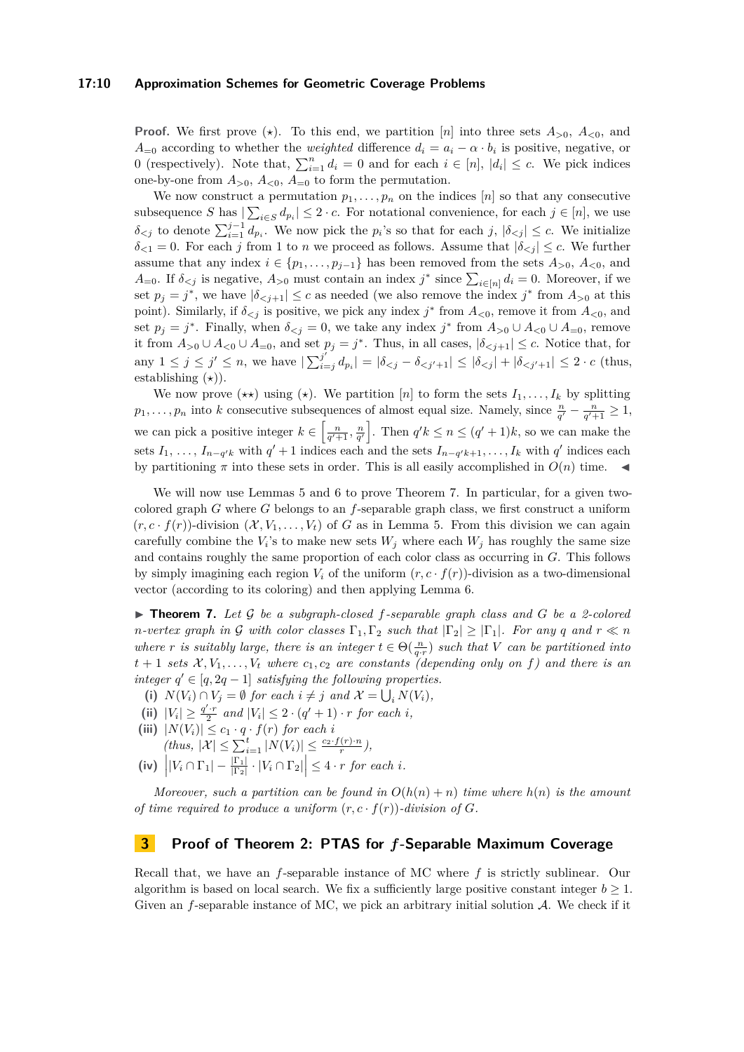**Proof.** We first prove ($\star$). To this end, we partition $[n]$ into three sets $A_{>0}$, $A_{<0}$, and $A_{=0}$ according to whether the *weighted* difference $d_i = a_i - \alpha \cdot b_i$ is positive, negative, or 0 (respectively). Note that, $\sum_{i=1}^{n} d_i = 0$ and for each $i \in [n]$, $|d_i| \leq c$. We pick indices one-by-one from $A_{>0}$, $A_{<0}$, $A_{=0}$ to form the permutation.

We now construct a permutation $p_1, \ldots, p_n$ on the indices $[n]$ so that any consecutive subsequence $S$ has $|\sum_{i \in S} d_{p_i}| \leq 2 \cdot c$. For notational convenience, for each $j \in [n]$, we use $\delta_{<j}$ to denote $\sum_{i=1}^{j-1} d_{p_i}$. We now pick the $p_i$'s so that for each $j$, $|\delta_{<j}| \leq c$. We initialize $\delta_{<1} = 0$. For each $j$ from 1 to $n$ we proceed as follows. Assume that $|\delta_{<j}| \leq c$. We further assume that any index $i \in \{p_1, \ldots, p_{j-1}\}$ has been removed from the sets $A_{>0}$, $A_{<0}$, and $A_{=0}$. If $\delta_{<j}$ is negative, $A_{>0}$ must contain an index $j^*$ since $\sum_{i \in [n]} d_i = 0$. Moreover, if we set $p_j = j^*$, we have $|\delta_{<j+1}| \leq c$ as needed (we also remove the index $j^*$ from $A_{>0}$ at this point). Similarly, if $\delta_{<j}$ is positive, we pick any index $j^*$ from $A_{<0}$, remove it from $A_{<0}$, and set $p_j = j^*$. Finally, when $\delta_{<j} = 0$, we take any index $j^*$ from $A_{>0} \cup A_{<0} \cup A_{=0}$, remove it from $A_{>0} \cup A_{<0} \cup A_{=0}$, and set $p_j = j^*$. Thus, in all cases, $|\delta_{<j+1}| \leq c$. Notice that, for any $1 \leq j \leq j' \leq n$, we have $|\sum_{i=j}^{j'} d_{p_i}| = |\delta_{<j} - \delta_{<j'+1}| \leq |\delta_{<j}| + |\delta_{<j'+1}| \leq 2 \cdot c$ (thus, establishing ($\star$)).

We now prove ($\star\star$) using ($\star$). We partition $[n]$ to form the sets $I_1, \ldots, I_k$ by splitting $p_1, \ldots, p_n$ into $k$ consecutive subsequences of almost equal size. Namely, since $\frac{n}{q'} - \frac{n}{q'+1} \geq 1$, we can pick a positive integer $k \in \left[\frac{n}{q'+1}, \frac{n}{q'}\right]$. Then $q'k \leq n \leq (q'+1)k$, so we can make the sets $I_1, \ldots, I_{n-q'k}$ with $q'+1$ indices each and the sets $I_{n-q'k+1}, \ldots, I_k$ with $q'$ indices each by partitioning $\pi$ into these sets in order. This is all easily accomplished in $O(n)$ time. ◀

We will now use Lemmas 5 and 6 to prove Theorem 7. In particular, for a given two-colored graph $G$ where $G$ belongs to an $f$-separable graph class, we first construct a uniform $(r, c \cdot f(r))$-division $(\mathcal{X}, V_1, \ldots, V_t)$ of $G$ as in Lemma 5. From this division we can again carefully combine the $V_i$'s to make new sets $W_j$ where each $W_j$ has roughly the same size and contains roughly the same proportion of each color class as occurring in $G$. This follows by simply imagining each region $V_i$ of the uniform $(r, c \cdot f(r))$-division as a two-dimensional vector (according to its coloring) and then applying Lemma 6.

▶ **Theorem 7.** *Let $\mathcal{G}$ be a subgraph-closed $f$-separable graph class and $G$ be a 2-colored $n$-vertex graph in $\mathcal{G}$ with color classes $\Gamma_1, \Gamma_2$ such that $|\Gamma_2| \geq |\Gamma_1|$. For any $q$ and $r \ll n$ where $r$ is suitably large, there is an integer $t \in \Theta(\frac{n}{q \cdot r})$ such that $V$ can be partitioned into $t+1$ sets $\mathcal{X}, V_1, \ldots, V_t$ where $c_1, c_2$ are constants (depending only on $f$) and there is an integer $q' \in [q, 2q-1]$ satisfying the following properties.*

- **(i)** $N(V_i) \cap V_j = \emptyset$ *for each $i \neq j$ and $\mathcal{X} = \bigcup_i N(V_i)$,*
- **(ii)** $|V_i| \geq \frac{q' \cdot r}{2}$ *and $|V_i| \leq 2 \cdot (q'+1) \cdot r$ for each $i$,*
- **(iii)** $|N(V_i)| \leq c_1 \cdot q \cdot f(r)$ *for each $i$*
  *(thus, $|\mathcal{X}| \leq \sum_{i=1}^{t} |N(V_i)| \leq \frac{c_2 \cdot f(r) \cdot n}{r}$),*
- **(iv)** $\left| |V_i \cap \Gamma_1| - \frac{|\Gamma_1|}{|\Gamma_2|} \cdot |V_i \cap \Gamma_2| \right| \leq 4 \cdot r$ *for each $i$.*

*Moreover, such a partition can be found in $O(h(n) + n)$ time where $h(n)$ is the amount of time required to produce a uniform $(r, c \cdot f(r))$-division of $G$.*

## 3 Proof of Theorem 2: PTAS for $f$-Separable Maximum Coverage

Recall that, we have an $f$-separable instance of MC where $f$ is strictly sublinear. Our algorithm is based on local search. We fix a sufficiently large positive constant integer $b \geq 1$. Given an $f$-separable instance of MC, we pick an arbitrary initial solution $\mathcal{A}$. We check if it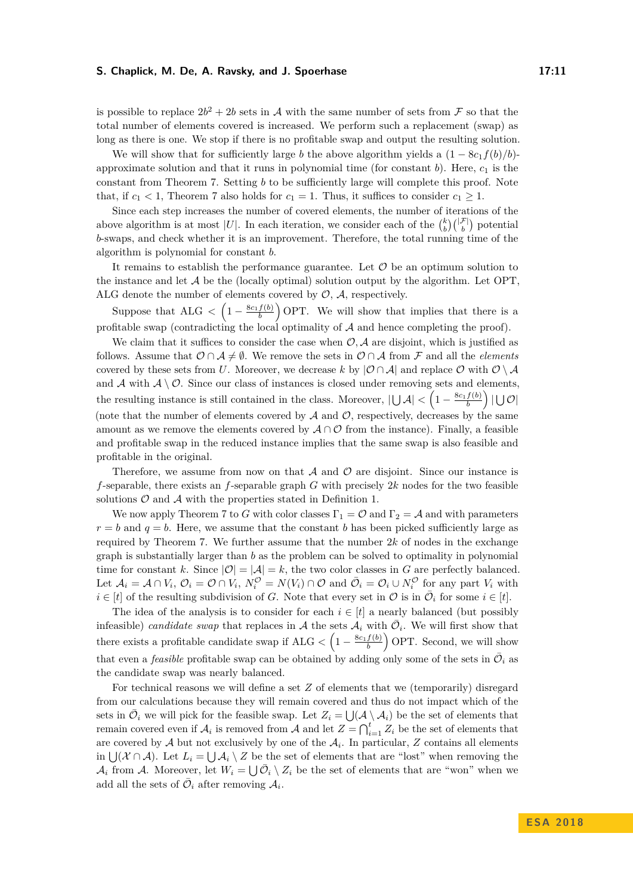is possible to replace $2b^2 + 2b$ sets in $\mathcal{A}$ with the same number of sets from $\mathcal{F}$ so that the total number of elements covered is increased. We perform such a replacement (swap) as long as there is one. We stop if there is no profitable swap and output the resulting solution.

We will show that for sufficiently large $b$ the above algorithm yields a $(1 - 8c_1 f(b)/b)$-approximate solution and that it runs in polynomial time (for constant $b$). Here, $c_1$ is the constant from Theorem 7. Setting $b$ to be sufficiently large will complete this proof. Note that, if $c_1 < 1$, Theorem 7 also holds for $c_1 = 1$. Thus, it suffices to consider $c_1 \geq 1$.

Since each step increases the number of covered elements, the number of iterations of the above algorithm is at most $|U|$. In each iteration, we consider each of the $\binom{k}{b}\binom{|\mathcal{F}|}{b}$ potential $b$-swaps, and check whether it is an improvement. Therefore, the total running time of the algorithm is polynomial for constant $b$.

It remains to establish the performance guarantee. Let $\mathcal{O}$ be an optimum solution to the instance and let $\mathcal{A}$ be the (locally optimal) solution output by the algorithm. Let OPT, ALG denote the number of elements covered by $\mathcal{O}$, $\mathcal{A}$, respectively.

Suppose that ALG $< \left(1 - \frac{8c_1 f(b)}{b}\right)$ OPT. We will show that implies that there is a profitable swap (contradicting the local optimality of $\mathcal{A}$ and hence completing the proof).

We claim that it suffices to consider the case when $\mathcal{O}, \mathcal{A}$ are disjoint, which is justified as follows. Assume that $\mathcal{O} \cap \mathcal{A} \neq \emptyset$. We remove the sets in $\mathcal{O} \cap \mathcal{A}$ from $\mathcal{F}$ and all the *elements* covered by these sets from $U$. Moreover, we decrease $k$ by $|\mathcal{O} \cap \mathcal{A}|$ and replace $\mathcal{O}$ with $\mathcal{O} \setminus \mathcal{A}$ and $\mathcal{A}$ with $\mathcal{A} \setminus \mathcal{O}$. Since our class of instances is closed under removing sets and elements, the resulting instance is still contained in the class. Moreover, $|\bigcup \mathcal{A}| < \left(1 - \frac{8c_1 f(b)}{b}\right) |\bigcup \mathcal{O}|$ (note that the number of elements covered by $\mathcal{A}$ and $\mathcal{O}$, respectively, decreases by the same amount as we remove the elements covered by $\mathcal{A} \cap \mathcal{O}$ from the instance). Finally, a feasible and profitable swap in the reduced instance implies that the same swap is also feasible and profitable in the original.

Therefore, we assume from now on that $\mathcal{A}$ and $\mathcal{O}$ are disjoint. Since our instance is $f$-separable, there exists an $f$-separable graph $G$ with precisely $2k$ nodes for the two feasible solutions $\mathcal{O}$ and $\mathcal{A}$ with the properties stated in Definition 1.

We now apply Theorem 7 to $G$ with color classes $\Gamma_1 = \mathcal{O}$ and $\Gamma_2 = \mathcal{A}$ and with parameters $r = b$ and $q = b$. Here, we assume that the constant $b$ has been picked sufficiently large as required by Theorem 7. We further assume that the number $2k$ of nodes in the exchange graph is substantially larger than $b$ as the problem can be solved to optimality in polynomial time for constant $k$. Since $|\mathcal{O}| = |\mathcal{A}| = k$, the two color classes in $G$ are perfectly balanced. Let $\mathcal{A}_i = \mathcal{A} \cap V_i$, $\mathcal{O}_i = \mathcal{O} \cap V_i$, $N_i^{\mathcal{O}} = N(V_i) \cap \mathcal{O}$ and $\bar{\mathcal{O}}_i = \mathcal{O}_i \cup N_i^{\mathcal{O}}$ for any part $V_i$ with $i \in [t]$ of the resulting subdivision of $G$. Note that every set in $\mathcal{O}$ is in $\bar{\mathcal{O}}_i$ for some $i \in [t]$.

The idea of the analysis is to consider for each $i \in [t]$ a nearly balanced (but possibly infeasible) *candidate swap* that replaces in $\mathcal{A}$ the sets $\mathcal{A}_i$ with $\bar{\mathcal{O}}_i$. We will first show that there exists a profitable candidate swap if ALG $< \left(1 - \frac{8c_1 f(b)}{b}\right)$ OPT. Second, we will show that even a *feasible* profitable swap can be obtained by adding only some of the sets in $\bar{\mathcal{O}}_i$ as the candidate swap was nearly balanced.

For technical reasons we will define a set $Z$ of elements that we (temporarily) disregard from our calculations because they will remain covered and thus do not impact which of the sets in $\bar{\mathcal{O}}_i$ we will pick for the feasible swap. Let $Z_i = \bigcup(\mathcal{A} \setminus \mathcal{A}_i)$ be the set of elements that remain covered even if $\mathcal{A}_i$ is removed from $\mathcal{A}$ and let $Z = \bigcap_{i=1}^{t} Z_i$ be the set of elements that are covered by $\mathcal{A}$ but not exclusively by one of the $\mathcal{A}_i$. In particular, $Z$ contains all elements in $\bigcup(\mathcal{X} \cap \mathcal{A})$. Let $L_i = \bigcup \mathcal{A}_i \setminus Z$ be the set of elements that are "lost" when removing the $\mathcal{A}_i$ from $\mathcal{A}$. Moreover, let $W_i = \bigcup \bar{\mathcal{O}}_i \setminus Z_i$ be the set of elements that are "won" when we add all the sets of $\bar{\mathcal{O}}_i$ after removing $\mathcal{A}_i$.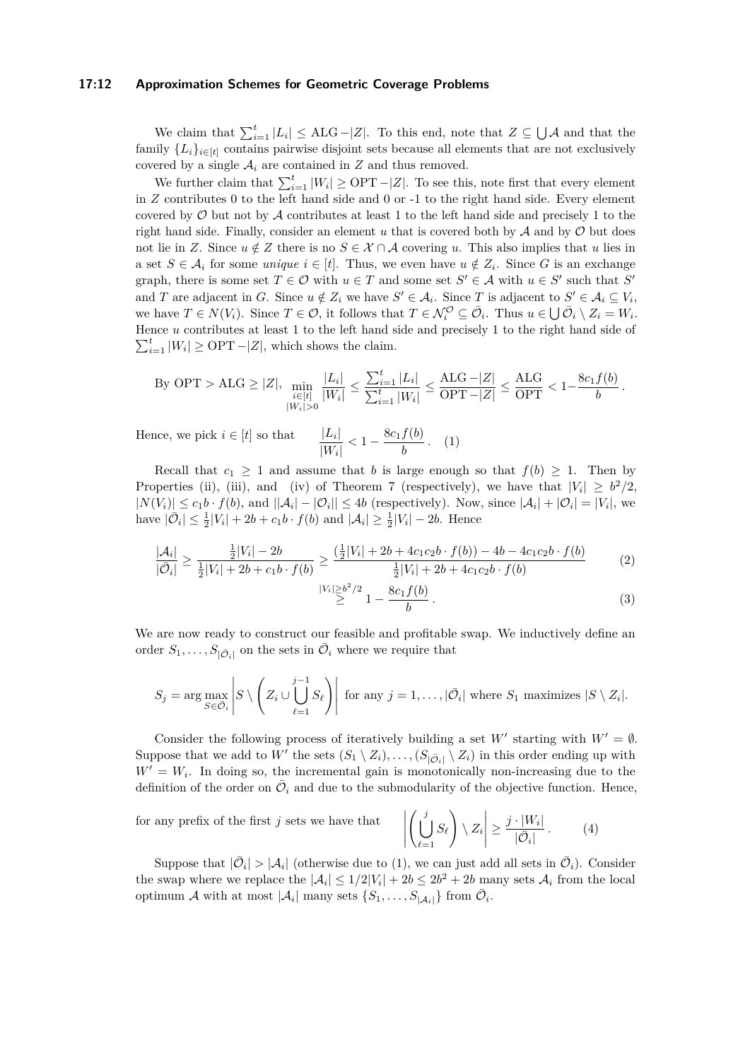We claim that $\sum_{i=1}^{t} |L_i| \leq \text{ALG} - |Z|$. To this end, note that $Z \subseteq \bigcup \mathcal{A}$ and that the family $\{L_i\}_{i \in [t]}$ contains pairwise disjoint sets because all elements that are not exclusively covered by a single $\mathcal{A}_i$ are contained in $Z$ and thus removed.

We further claim that $\sum_{i=1}^{t} |W_i| \geq \text{OPT} - |Z|$. To see this, note first that every element in $Z$ contributes 0 to the left hand side and 0 or -1 to the right hand side. Every element covered by $\mathcal{O}$ but not by $\mathcal{A}$ contributes at least 1 to the left hand side and precisely 1 to the right hand side. Finally, consider an element $u$ that is covered both by $\mathcal{A}$ and by $\mathcal{O}$ but does not lie in $Z$. Since $u \notin Z$ there is no $S \in \mathcal{X} \cap \mathcal{A}$ covering $u$. This also implies that $u$ lies in a set $S \in \mathcal{A}_i$ for some *unique* $i \in [t]$. Thus, we even have $u \notin Z_i$. Since $G$ is an exchange graph, there is some set $T \in \mathcal{O}$ with $u \in T$ and some set $S' \in \mathcal{A}$ with $u \in S'$ such that $S'$ and $T$ are adjacent in $G$. Since $u \notin Z_i$ we have $S' \in \mathcal{A}_i$. Since $T$ is adjacent to $S' \in \mathcal{A}_i \subseteq V_i$, we have $T \in N(V_i)$. Since $T \in \mathcal{O}$, it follows that $T \in \mathcal{N}_i^{\mathcal{O}} \subseteq \bar{\mathcal{O}}_i$. Thus $u \in \bigcup \bar{\mathcal{O}}_i \setminus Z_i = W_i$. Hence $u$ contributes at least 1 to the left hand side and precisely 1 to the right hand side of $\sum_{i=1}^{t} |W_i| \geq \text{OPT} - |Z|$, which shows the claim.

$$\text{By OPT} > \text{ALG} \geq |Z|, \quad \min_{\substack{i \in [t] \\ |W_i| > 0}} \frac{|L_i|}{|W_i|} \leq \frac{\sum_{i=1}^{t} |L_i|}{\sum_{i=1}^{t} |W_i|} \leq \frac{\text{ALG} - |Z|}{\text{OPT} - |Z|} \leq \frac{\text{ALG}}{\text{OPT}} < 1 - \frac{8c_1 f(b)}{b}.$$

$$\text{Hence, we pick } i \in [t] \text{ so that} \qquad \frac{|L_i|}{|W_i|} < 1 - \frac{8c_1 f(b)}{b}. \quad (1)$$

Recall that $c_1 \geq 1$ and assume that $b$ is large enough so that $f(b) \geq 1$. Then by Properties (ii), (iii), and (iv) of Theorem 7 (respectively), we have that $|V_i| \geq b^2/2$, $|N(V_i)| \leq c_1 b \cdot f(b)$, and $||\mathcal{A}_i| - |\mathcal{O}_i|| \leq 4b$ (respectively). Now, since $|\mathcal{A}_i| + |\mathcal{O}_i| = |V_i|$, we have $|\bar{\mathcal{O}}_i| \leq \frac{1}{2}|V_i| + 2b + c_1 b \cdot f(b)$ and $|\mathcal{A}_i| \geq \frac{1}{2}|V_i| - 2b$. Hence

$$\frac{|\mathcal{A}_i|}{|\bar{\mathcal{O}}_i|} \geq \frac{\frac{1}{2}|V_i| - 2b}{\frac{1}{2}|V_i| + 2b + c_1 b \cdot f(b)} \geq \frac{(\frac{1}{2}|V_i| + 2b + 4c_1 c_2 b \cdot f(b)) - 4b - 4c_1 c_2 b \cdot f(b)}{\frac{1}{2}|V_i| + 2b + 4c_1 c_2 b \cdot f(b)} \tag{2}$$

$$\overset{|V_i| \geq b^2/2}{\geq} 1 - \frac{8c_1 f(b)}{b}. \tag{3}$$

We are now ready to construct our feasible and profitable swap. We inductively define an order $S_1, \ldots, S_{|\bar{\mathcal{O}}_i|}$ on the sets in $\bar{\mathcal{O}}_i$ where we require that

$$S_j = \arg\max_{S \in \bar{\mathcal{O}}_i} \left| S \setminus \left( Z_i \cup \bigcup_{\ell=1}^{j-1} S_\ell \right) \right| \text{ for any } j = 1, \ldots, |\bar{\mathcal{O}}_i| \text{ where } S_1 \text{ maximizes } |S \setminus Z_i|.$$

Consider the following process of iteratively building a set $W'$ starting with $W' = \emptyset$. Suppose that we add to $W'$ the sets $(S_1 \setminus Z_i), \ldots, (S_{|\bar{\mathcal{O}}_i|} \setminus Z_i)$ in this order ending up with $W' = W_i$. In doing so, the incremental gain is monotonically non-increasing due to the definition of the order on $\bar{\mathcal{O}}_i$ and due to the submodularity of the objective function. Hence,

$$\text{for any prefix of the first } j \text{ sets we have that} \qquad \left| \left( \bigcup_{\ell=1}^{j} S_\ell \right) \setminus Z_i \right| \geq \frac{j \cdot |W_i|}{|\bar{\mathcal{O}}_i|}. \tag{4}$$

Suppose that $|\bar{\mathcal{O}}_i| > |\mathcal{A}_i|$ (otherwise due to (1), we can just add all sets in $\bar{\mathcal{O}}_i$). Consider the swap where we replace the $|\mathcal{A}_i| \leq 1/2|V_i| + 2b \leq 2b^2 + 2b$ many sets $\mathcal{A}_i$ from the local optimum $\mathcal{A}$ with at most $|\mathcal{A}_i|$ many sets $\{S_1, \ldots, S_{|\mathcal{A}_i|}\}$ from $\bar{\mathcal{O}}_i$.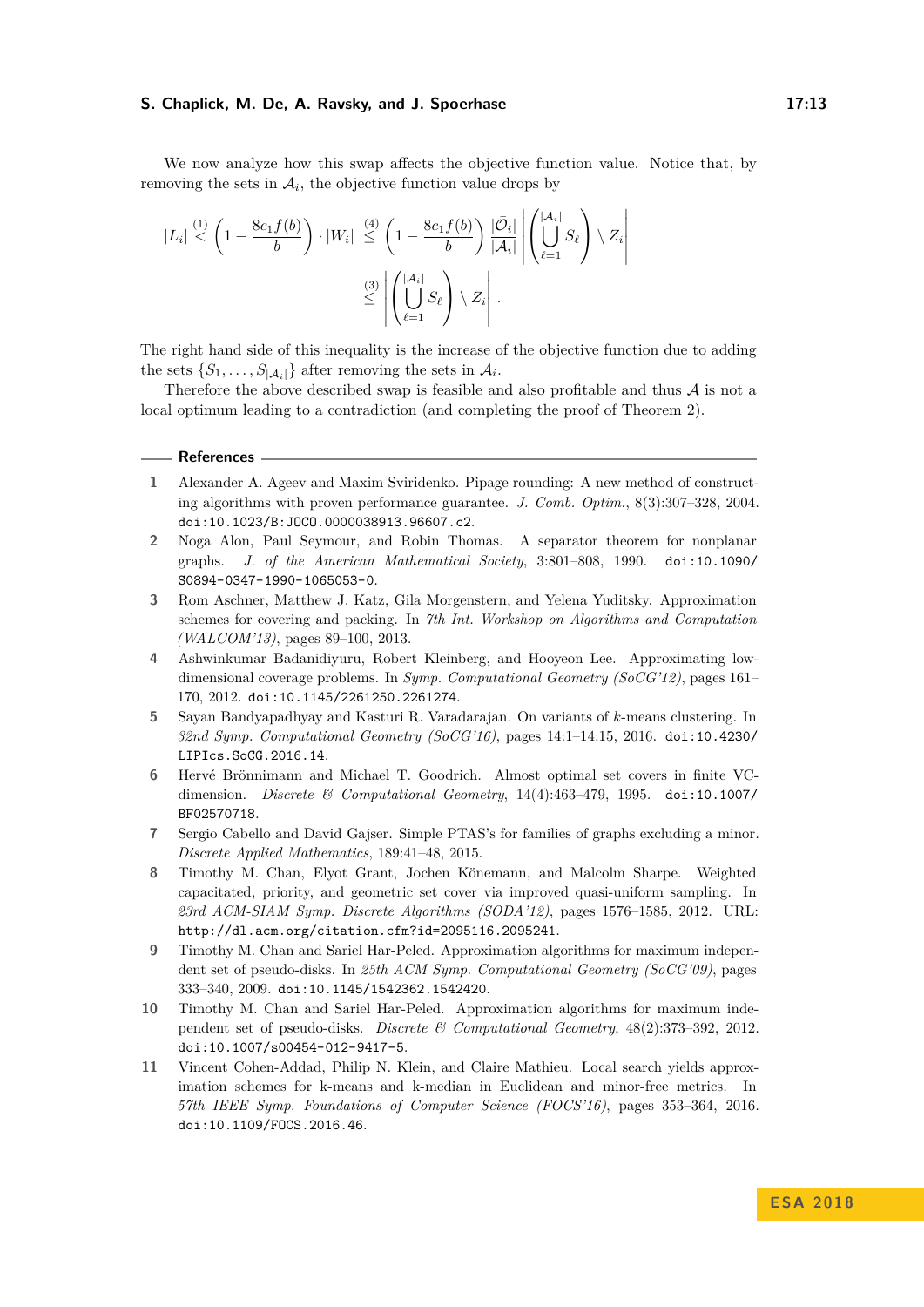We now analyze how this swap affects the objective function value. Notice that, by removing the sets in $\mathcal{A}_i$, the objective function value drops by

$$|L_i| \overset{(1)}{<} \left(1 - \frac{8c_1 f(b)}{b}\right) \cdot |W_i| \overset{(4)}{\leq} \left(1 - \frac{8c_1 f(b)}{b}\right) \frac{|\bar{\mathcal{O}}_i|}{|\mathcal{A}_i|} \left| \left( \bigcup_{\ell=1}^{|\mathcal{A}_i|} S_\ell \right) \setminus Z_i \right| \overset{(3)}{\leq} \left| \left( \bigcup_{\ell=1}^{|\mathcal{A}_i|} S_\ell \right) \setminus Z_i \right| .$$

The right hand side of this inequality is the increase of the objective function due to adding the sets $\{S_1, \ldots, S_{|\mathcal{A}_i|}\}$ after removing the sets in $\mathcal{A}_i$.

Therefore the above described swap is feasible and also profitable and thus $\mathcal{A}$ is not a local optimum leading to a contradiction (and completing the proof of Theorem 2).

## References

1. Alexander A. Ageev and Maxim Sviridenko. Pipage rounding: A new method of constructing algorithms with proven performance guarantee. *J. Comb. Optim.*, 8(3):307–328, 2004. doi:10.1023/B:JOCO.0000038913.96607.c2.
2. Noga Alon, Paul Seymour, and Robin Thomas. A separator theorem for nonplanar graphs. *J. of the American Mathematical Society*, 3:801–808, 1990. doi:10.1090/S0894-0347-1990-1065053-0.
3. Rom Aschner, Matthew J. Katz, Gila Morgenstern, and Yelena Yuditsky. Approximation schemes for covering and packing. In *7th Int. Workshop on Algorithms and Computation (WALCOM'13)*, pages 89–100, 2013.
4. Ashwinkumar Badanidiyuru, Robert Kleinberg, and Hooyeon Lee. Approximating low-dimensional coverage problems. In *Symp. Computational Geometry (SoCG'12)*, pages 161–170, 2012. doi:10.1145/2261250.2261274.
5. Sayan Bandyapadhyay and Kasturi R. Varadarajan. On variants of $k$-means clustering. In *32nd Symp. Computational Geometry (SoCG'16)*, pages 14:1–14:15, 2016. doi:10.4230/LIPIcs.SoCG.2016.14.
6. Hervé Brönnimann and Michael T. Goodrich. Almost optimal set covers in finite VC-dimension. *Discrete & Computational Geometry*, 14(4):463–479, 1995. doi:10.1007/BF02570718.
7. Sergio Cabello and David Gajser. Simple PTAS's for families of graphs excluding a minor. *Discrete Applied Mathematics*, 189:41–48, 2015.
8. Timothy M. Chan, Elyot Grant, Jochen Könemann, and Malcolm Sharpe. Weighted capacitated, priority, and geometric set cover via improved quasi-uniform sampling. In *23rd ACM-SIAM Symp. Discrete Algorithms (SODA'12)*, pages 1576–1585, 2012. URL: http://dl.acm.org/citation.cfm?id=2095116.2095241.
9. Timothy M. Chan and Sariel Har-Peled. Approximation algorithms for maximum independent set of pseudo-disks. In *25th ACM Symp. Computational Geometry (SoCG'09)*, pages 333–340, 2009. doi:10.1145/1542362.1542420.
10. Timothy M. Chan and Sariel Har-Peled. Approximation algorithms for maximum independent set of pseudo-disks. *Discrete & Computational Geometry*, 48(2):373–392, 2012. doi:10.1007/s00454-012-9417-5.
11. Vincent Cohen-Addad, Philip N. Klein, and Claire Mathieu. Local search yields approximation schemes for k-means and k-median in Euclidean and minor-free metrics. In *57th IEEE Symp. Foundations of Computer Science (FOCS'16)*, pages 353–364, 2016. doi:10.1109/FOCS.2016.46.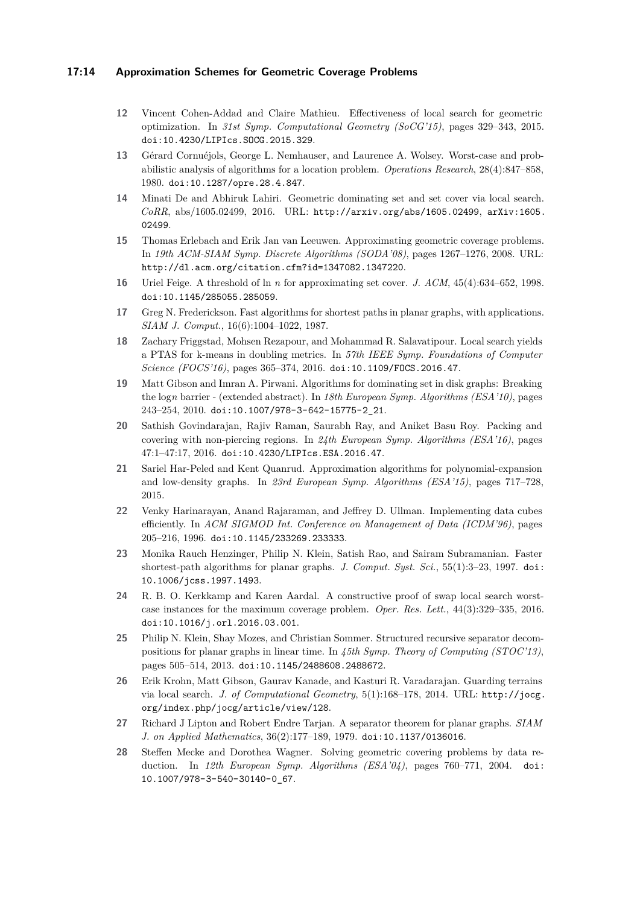12 Vincent Cohen-Addad and Claire Mathieu. Effectiveness of local search for geometric optimization. In *31st Symp. Computational Geometry (SoCG'15)*, pages 329–343, 2015. doi:10.4230/LIPIcs.SOCG.2015.329.

13 Gérard Cornuéjols, George L. Nemhauser, and Laurence A. Wolsey. Worst-case and probabilistic analysis of algorithms for a location problem. *Operations Research*, 28(4):847–858, 1980. doi:10.1287/opre.28.4.847.

14 Minati De and Abhiruk Lahiri. Geometric dominating set and set cover via local search. *CoRR*, abs/1605.02499, 2016. URL: http://arxiv.org/abs/1605.02499, arXiv:1605.02499.

15 Thomas Erlebach and Erik Jan van Leeuwen. Approximating geometric coverage problems. In *19th ACM-SIAM Symp. Discrete Algorithms (SODA'08)*, pages 1267–1276, 2008. URL: http://dl.acm.org/citation.cfm?id=1347082.1347220.

16 Uriel Feige. A threshold of ln $n$ for approximating set cover. *J. ACM*, 45(4):634–652, 1998. doi:10.1145/285055.285059.

17 Greg N. Frederickson. Fast algorithms for shortest paths in planar graphs, with applications. *SIAM J. Comput.*, 16(6):1004–1022, 1987.

18 Zachary Friggstad, Mohsen Rezapour, and Mohammad R. Salavatipour. Local search yields a PTAS for k-means in doubling metrics. In *57th IEEE Symp. Foundations of Computer Science (FOCS'16)*, pages 365–374, 2016. doi:10.1109/FOCS.2016.47.

19 Matt Gibson and Imran A. Pirwani. Algorithms for dominating set in disk graphs: Breaking the log$n$ barrier - (extended abstract). In *18th European Symp. Algorithms (ESA'10)*, pages 243–254, 2010. doi:10.1007/978-3-642-15775-2_21.

20 Sathish Govindarajan, Rajiv Raman, Saurabh Ray, and Aniket Basu Roy. Packing and covering with non-piercing regions. In *24th European Symp. Algorithms (ESA'16)*, pages 47:1–47:17, 2016. doi:10.4230/LIPIcs.ESA.2016.47.

21 Sariel Har-Peled and Kent Quanrud. Approximation algorithms for polynomial-expansion and low-density graphs. In *23rd European Symp. Algorithms (ESA'15)*, pages 717–728, 2015.

22 Venky Harinarayan, Anand Rajaraman, and Jeffrey D. Ullman. Implementing data cubes efficiently. In *ACM SIGMOD Int. Conference on Management of Data (ICDM'96)*, pages 205–216, 1996. doi:10.1145/233269.233333.

23 Monika Rauch Henzinger, Philip N. Klein, Satish Rao, and Sairam Subramanian. Faster shortest-path algorithms for planar graphs. *J. Comput. Syst. Sci.*, 55(1):3–23, 1997. doi:10.1006/jcss.1997.1493.

24 R. B. O. Kerkkamp and Karen Aardal. A constructive proof of swap local search worst-case instances for the maximum coverage problem. *Oper. Res. Lett.*, 44(3):329–335, 2016. doi:10.1016/j.orl.2016.03.001.

25 Philip N. Klein, Shay Mozes, and Christian Sommer. Structured recursive separator decompositions for planar graphs in linear time. In *45th Symp. Theory of Computing (STOC'13)*, pages 505–514, 2013. doi:10.1145/2488608.2488672.

26 Erik Krohn, Matt Gibson, Gaurav Kanade, and Kasturi R. Varadarajan. Guarding terrains via local search. *J. of Computational Geometry*, 5(1):168–178, 2014. URL: http://jocg.org/index.php/jocg/article/view/128.

27 Richard J Lipton and Robert Endre Tarjan. A separator theorem for planar graphs. *SIAM J. on Applied Mathematics*, 36(2):177–189, 1979. doi:10.1137/0136016.

28 Steffen Mecke and Dorothea Wagner. Solving geometric covering problems by data reduction. In *12th European Symp. Algorithms (ESA'04)*, pages 760–771, 2004. doi:10.1007/978-3-540-30140-0_67.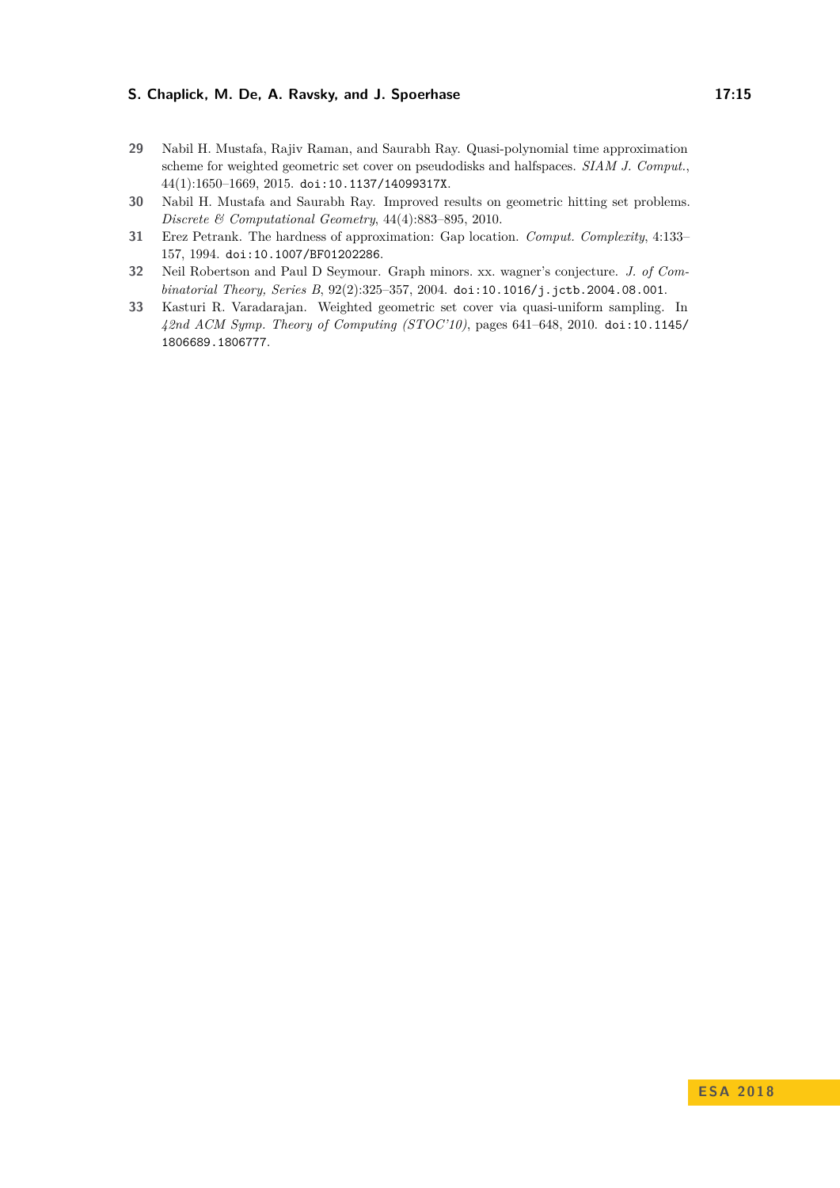29 Nabil H. Mustafa, Rajiv Raman, and Saurabh Ray. Quasi-polynomial time approximation scheme for weighted geometric set cover on pseudodisks and halfspaces. *SIAM J. Comput.*, 44(1):1650–1669, 2015. doi:10.1137/14099317X.

30 Nabil H. Mustafa and Saurabh Ray. Improved results on geometric hitting set problems. *Discrete & Computational Geometry*, 44(4):883–895, 2010.

31 Erez Petrank. The hardness of approximation: Gap location. *Comput. Complexity*, 4:133–157, 1994. doi:10.1007/BF01202286.

32 Neil Robertson and Paul D Seymour. Graph minors. xx. wagner's conjecture. *J. of Combinatorial Theory, Series B*, 92(2):325–357, 2004. doi:10.1016/j.jctb.2004.08.001.

33 Kasturi R. Varadarajan. Weighted geometric set cover via quasi-uniform sampling. In *42nd ACM Symp. Theory of Computing (STOC'10)*, pages 641–648, 2010. doi:10.1145/1806689.1806777.